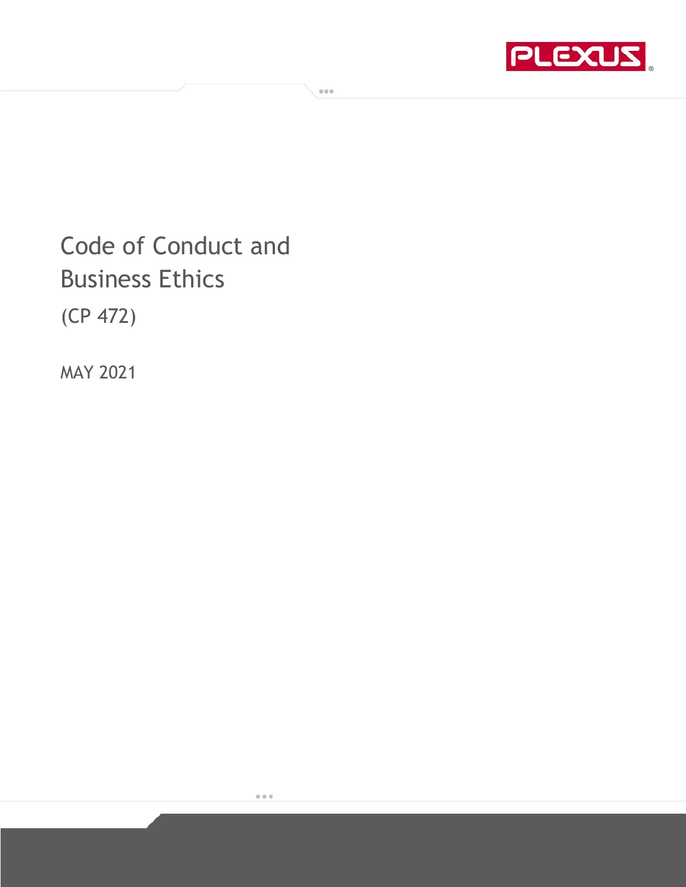PLEXUS

# Code of Conduct and Business Ethics

(CP 472)

MAY 2021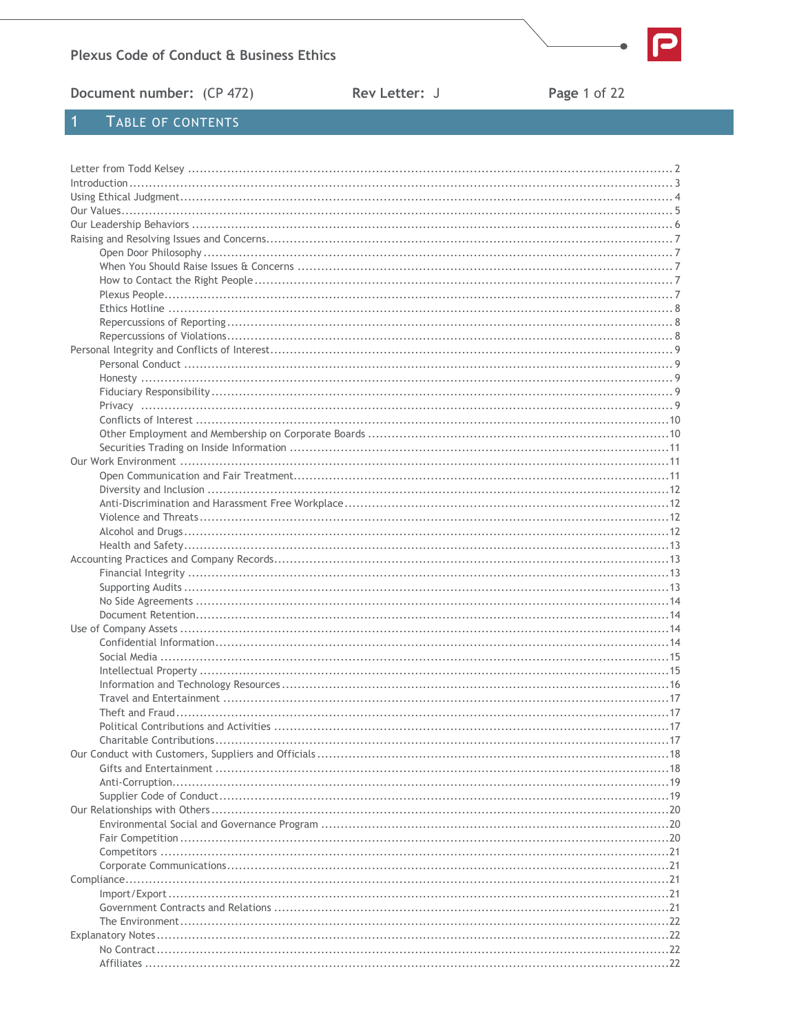# 1 Table of Contents

Letter from Todd Kelsey ........................................ 2
Introduction ........................................ 3
Using Ethical Judgment ........................................ 4
Our Values ........................................ 5
Our Leadership Behaviors ........................................ 6
Raising and Resolving Issues and Concerns ........................................ 7
- Open Door Philosophy ........................................ 7
- When You Should Raise Issues & Concerns ........................................ 7
- How to Contact the Right People ........................................ 7
- Plexus People ........................................ 7
- Ethics Hotline ........................................ 8
- Repercussions of Reporting ........................................ 8
- Repercussions of Violations ........................................ 8

Personal Integrity and Conflicts of Interest ........................................ 9
- Personal Conduct ........................................ 9
- Honesty ........................................ 9
- Fiduciary Responsibility ........................................ 9
- Privacy ........................................ 9
- Conflicts of Interest ........................................ 10
- Other Employment and Membership on Corporate Boards ........................................ 10
- Securities Trading on Inside Information ........................................ 11

Our Work Environment ........................................ 11
- Open Communication and Fair Treatment ........................................ 11
- Diversity and Inclusion ........................................ 12
- Anti-Discrimination and Harassment Free Workplace ........................................ 12
- Violence and Threats ........................................ 12
- Alcohol and Drugs ........................................ 12
- Health and Safety ........................................ 13

Accounting Practices and Company Records ........................................ 13
- Financial Integrity ........................................ 13
- Supporting Audits ........................................ 13
- No Side Agreements ........................................ 14
- Document Retention ........................................ 14

Use of Company Assets ........................................ 14
- Confidential Information ........................................ 14
- Social Media ........................................ 15
- Intellectual Property ........................................ 15
- Information and Technology Resources ........................................ 16
- Travel and Entertainment ........................................ 17
- Theft and Fraud ........................................ 17
- Political Contributions and Activities ........................................ 17
- Charitable Contributions ........................................ 17

Our Conduct with Customers, Suppliers and Officials ........................................ 18
- Gifts and Entertainment ........................................ 18
- Anti-Corruption ........................................ 19
- Supplier Code of Conduct ........................................ 19

Our Relationships with Others ........................................ 20
- Environmental Social and Governance Program ........................................ 20
- Fair Competition ........................................ 20
- Competitors ........................................ 21
- Corporate Communications ........................................ 21

Compliance ........................................ 21
- Import/Export ........................................ 21
- Government Contracts and Relations ........................................ 21
- The Environment ........................................ 22

Explanatory Notes ........................................ 22
- No Contract ........................................ 22
- Affiliates ........................................ 22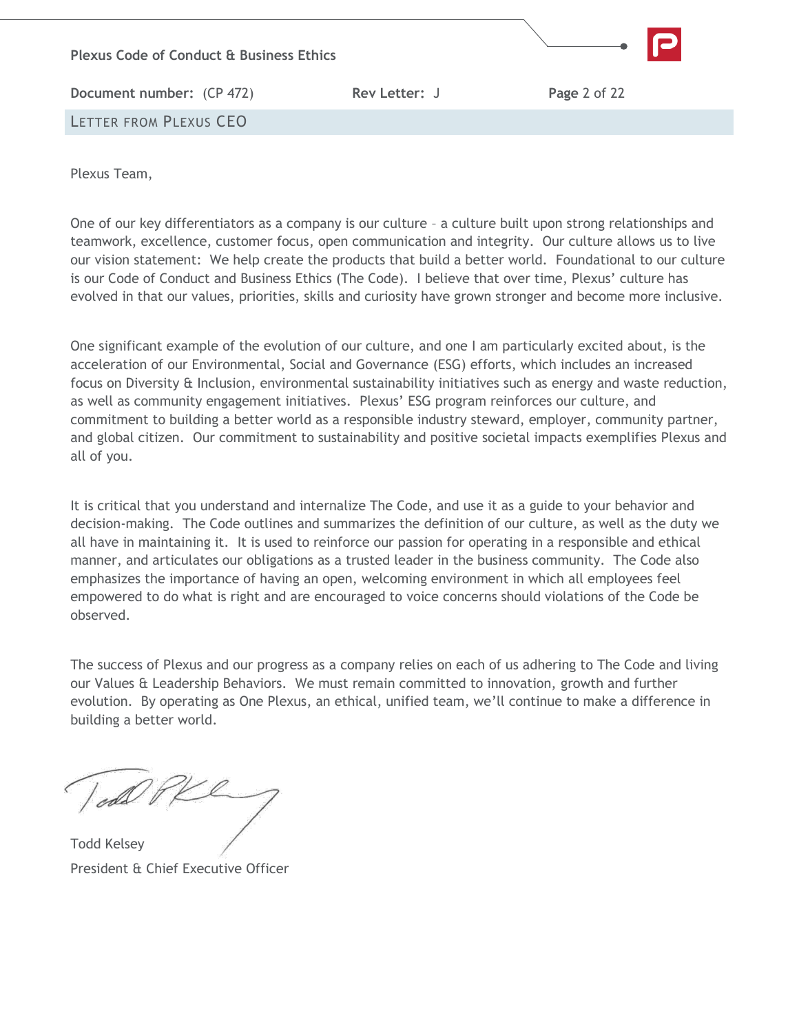## LETTER FROM PLEXUS CEO

Plexus Team,

One of our key differentiators as a company is our culture – a culture built upon strong relationships and teamwork, excellence, customer focus, open communication and integrity. Our culture allows us to live our vision statement: We help create the products that build a better world. Foundational to our culture is our Code of Conduct and Business Ethics (The Code). I believe that over time, Plexus' culture has evolved in that our values, priorities, skills and curiosity have grown stronger and become more inclusive.

One significant example of the evolution of our culture, and one I am particularly excited about, is the acceleration of our Environmental, Social and Governance (ESG) efforts, which includes an increased focus on Diversity & Inclusion, environmental sustainability initiatives such as energy and waste reduction, as well as community engagement initiatives. Plexus' ESG program reinforces our culture, and commitment to building a better world as a responsible industry steward, employer, community partner, and global citizen. Our commitment to sustainability and positive societal impacts exemplifies Plexus and all of you.

It is critical that you understand and internalize The Code, and use it as a guide to your behavior and decision-making. The Code outlines and summarizes the definition of our culture, as well as the duty we all have in maintaining it. It is used to reinforce our passion for operating in a responsible and ethical manner, and articulates our obligations as a trusted leader in the business community. The Code also emphasizes the importance of having an open, welcoming environment in which all employees feel empowered to do what is right and are encouraged to voice concerns should violations of the Code be observed.

The success of Plexus and our progress as a company relies on each of us adhering to The Code and living our Values & Leadership Behaviors. We must remain committed to innovation, growth and further evolution. By operating as One Plexus, an ethical, unified team, we'll continue to make a difference in building a better world.

Todd Kelsey
President & Chief Executive Officer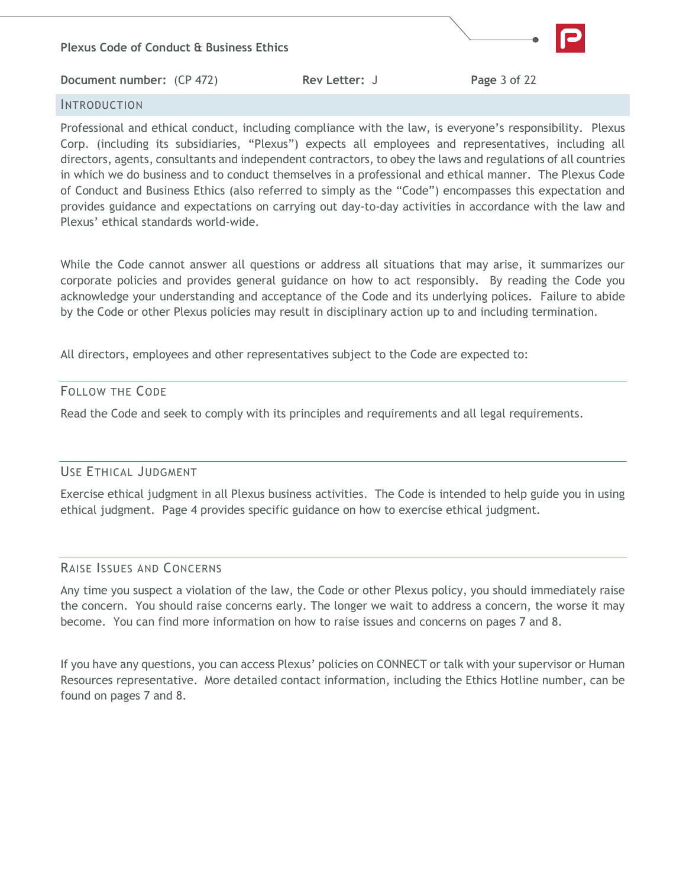## Introduction

Professional and ethical conduct, including compliance with the law, is everyone's responsibility. Plexus Corp. (including its subsidiaries, "Plexus") expects all employees and representatives, including all directors, agents, consultants and independent contractors, to obey the laws and regulations of all countries in which we do business and to conduct themselves in a professional and ethical manner. The Plexus Code of Conduct and Business Ethics (also referred to simply as the "Code") encompasses this expectation and provides guidance and expectations on carrying out day-to-day activities in accordance with the law and Plexus' ethical standards world-wide.

While the Code cannot answer all questions or address all situations that may arise, it summarizes our corporate policies and provides general guidance on how to act responsibly. By reading the Code you acknowledge your understanding and acceptance of the Code and its underlying polices. Failure to abide by the Code or other Plexus policies may result in disciplinary action up to and including termination.

All directors, employees and other representatives subject to the Code are expected to:

### Follow the Code

Read the Code and seek to comply with its principles and requirements and all legal requirements.

### Use Ethical Judgment

Exercise ethical judgment in all Plexus business activities. The Code is intended to help guide you in using ethical judgment. Page 4 provides specific guidance on how to exercise ethical judgment.

### Raise Issues and Concerns

Any time you suspect a violation of the law, the Code or other Plexus policy, you should immediately raise the concern. You should raise concerns early. The longer we wait to address a concern, the worse it may become. You can find more information on how to raise issues and concerns on pages 7 and 8.

If you have any questions, you can access Plexus' policies on CONNECT or talk with your supervisor or Human Resources representative. More detailed contact information, including the Ethics Hotline number, can be found on pages 7 and 8.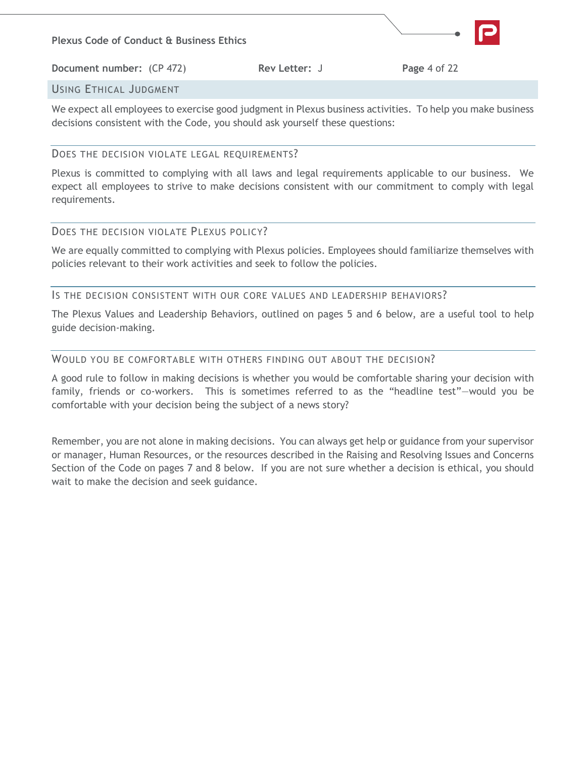## Using Ethical Judgment

We expect all employees to exercise good judgment in Plexus business activities. To help you make business decisions consistent with the Code, you should ask yourself these questions:

### Does the decision violate legal requirements?

Plexus is committed to complying with all laws and legal requirements applicable to our business. We expect all employees to strive to make decisions consistent with our commitment to comply with legal requirements.

### Does the decision violate Plexus policy?

We are equally committed to complying with Plexus policies. Employees should familiarize themselves with policies relevant to their work activities and seek to follow the policies.

### Is the decision consistent with our core values and leadership behaviors?

The Plexus Values and Leadership Behaviors, outlined on pages 5 and 6 below, are a useful tool to help guide decision-making.

### Would you be comfortable with others finding out about the decision?

A good rule to follow in making decisions is whether you would be comfortable sharing your decision with family, friends or co-workers. This is sometimes referred to as the "headline test"—would you be comfortable with your decision being the subject of a news story?

Remember, you are not alone in making decisions. You can always get help or guidance from your supervisor or manager, Human Resources, or the resources described in the Raising and Resolving Issues and Concerns Section of the Code on pages 7 and 8 below. If you are not sure whether a decision is ethical, you should wait to make the decision and seek guidance.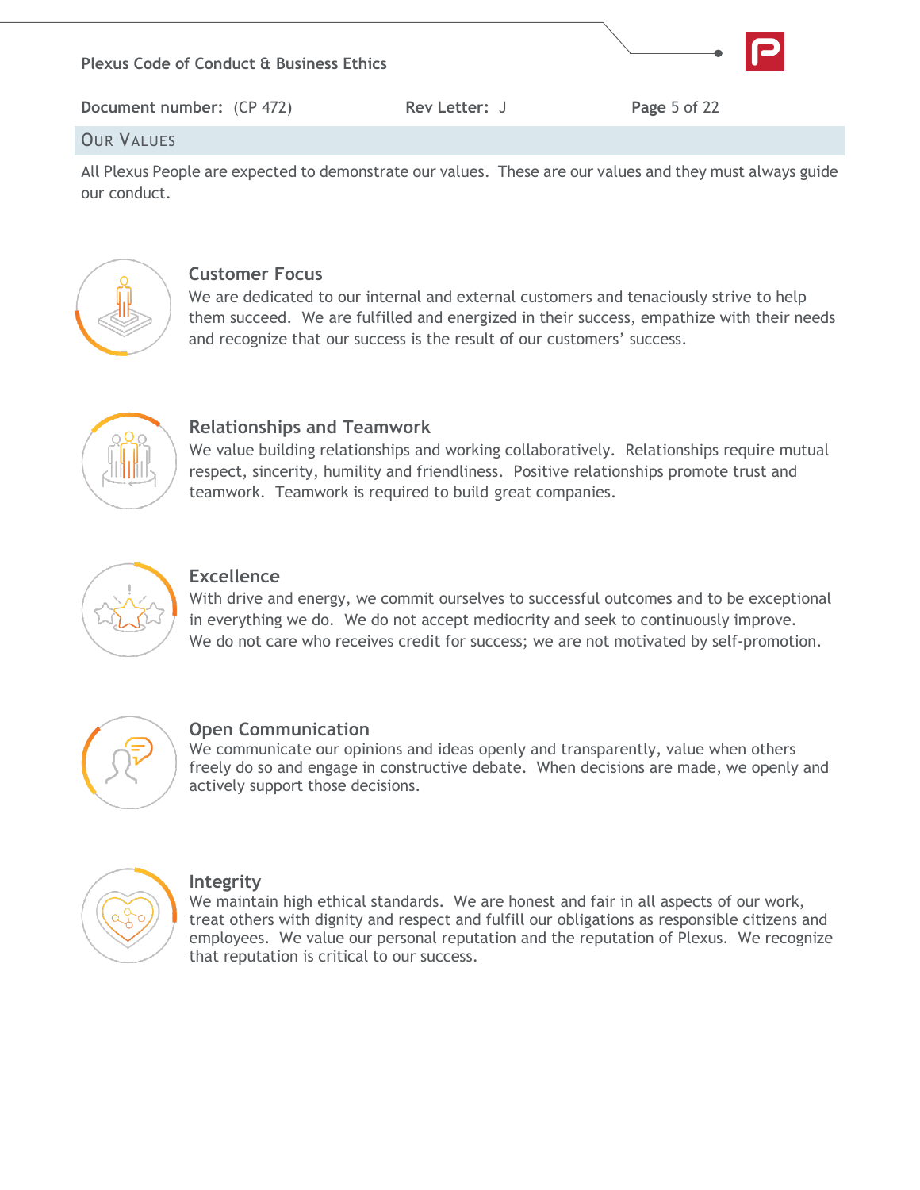## Our Values

All Plexus People are expected to demonstrate our values. These are our values and they must always guide our conduct.

### Customer Focus

We are dedicated to our internal and external customers and tenaciously strive to help them succeed. We are fulfilled and energized in their success, empathize with their needs and recognize that our success is the result of our customers' success.

### Relationships and Teamwork

We value building relationships and working collaboratively. Relationships require mutual respect, sincerity, humility and friendliness. Positive relationships promote trust and teamwork. Teamwork is required to build great companies.

### Excellence

With drive and energy, we commit ourselves to successful outcomes and to be exceptional in everything we do. We do not accept mediocrity and seek to continuously improve. We do not care who receives credit for success; we are not motivated by self-promotion.

### Open Communication

We communicate our opinions and ideas openly and transparently, value when others freely do so and engage in constructive debate. When decisions are made, we openly and actively support those decisions.

### Integrity

We maintain high ethical standards. We are honest and fair in all aspects of our work, treat others with dignity and respect and fulfill our obligations as responsible citizens and employees. We value our personal reputation and the reputation of Plexus. We recognize that reputation is critical to our success.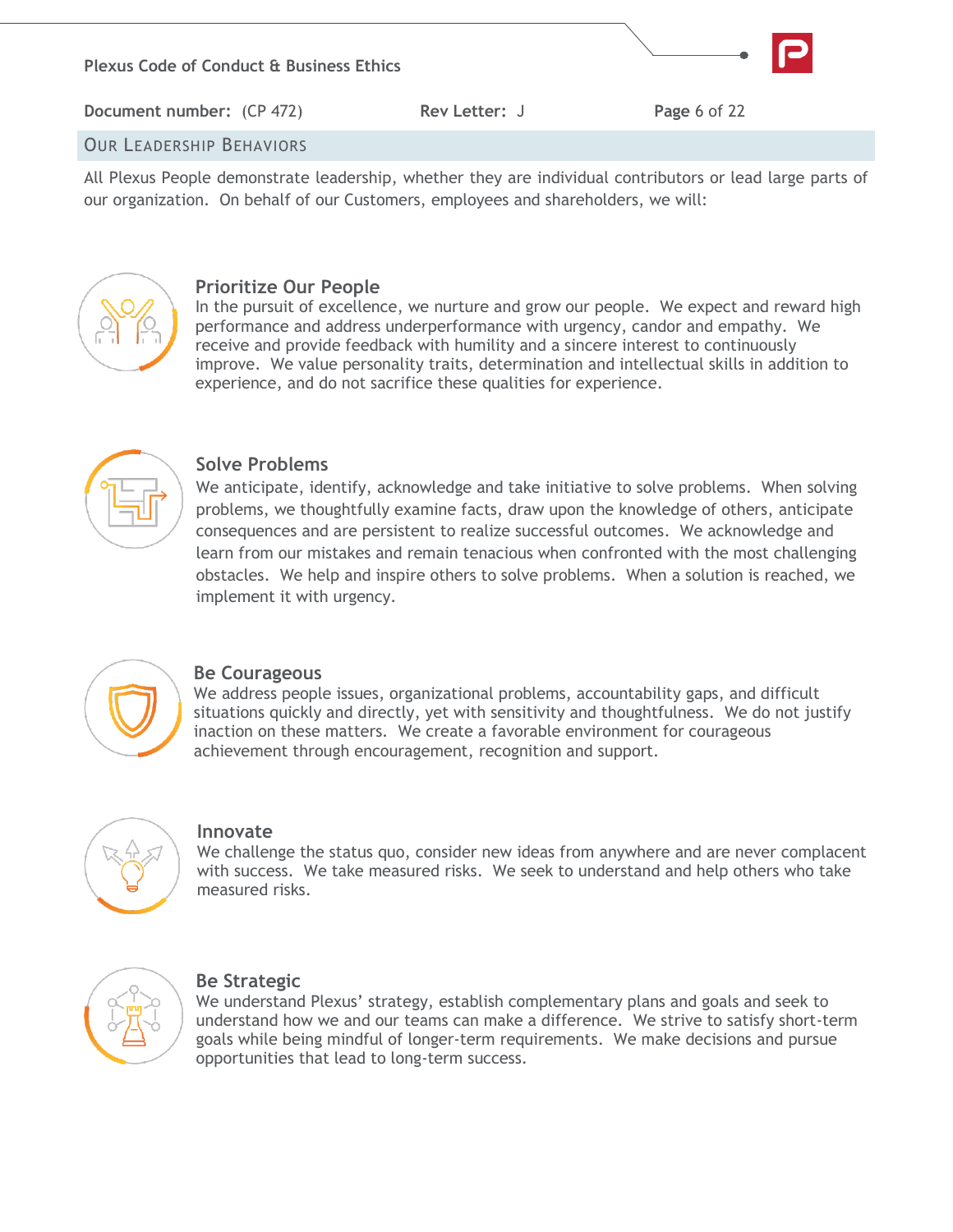## Our Leadership Behaviors

All Plexus People demonstrate leadership, whether they are individual contributors or lead large parts of our organization. On behalf of our Customers, employees and shareholders, we will:

### Prioritize Our People

In the pursuit of excellence, we nurture and grow our people. We expect and reward high performance and address underperformance with urgency, candor and empathy. We receive and provide feedback with humility and a sincere interest to continuously improve. We value personality traits, determination and intellectual skills in addition to experience, and do not sacrifice these qualities for experience.

### Solve Problems

We anticipate, identify, acknowledge and take initiative to solve problems. When solving problems, we thoughtfully examine facts, draw upon the knowledge of others, anticipate consequences and are persistent to realize successful outcomes. We acknowledge and learn from our mistakes and remain tenacious when confronted with the most challenging obstacles. We help and inspire others to solve problems. When a solution is reached, we implement it with urgency.

### Be Courageous

We address people issues, organizational problems, accountability gaps, and difficult situations quickly and directly, yet with sensitivity and thoughtfulness. We do not justify inaction on these matters. We create a favorable environment for courageous achievement through encouragement, recognition and support.

### Innovate

We challenge the status quo, consider new ideas from anywhere and are never complacent with success. We take measured risks. We seek to understand and help others who take measured risks.

### Be Strategic

We understand Plexus' strategy, establish complementary plans and goals and seek to understand how we and our teams can make a difference. We strive to satisfy short-term goals while being mindful of longer-term requirements. We make decisions and pursue opportunities that lead to long-term success.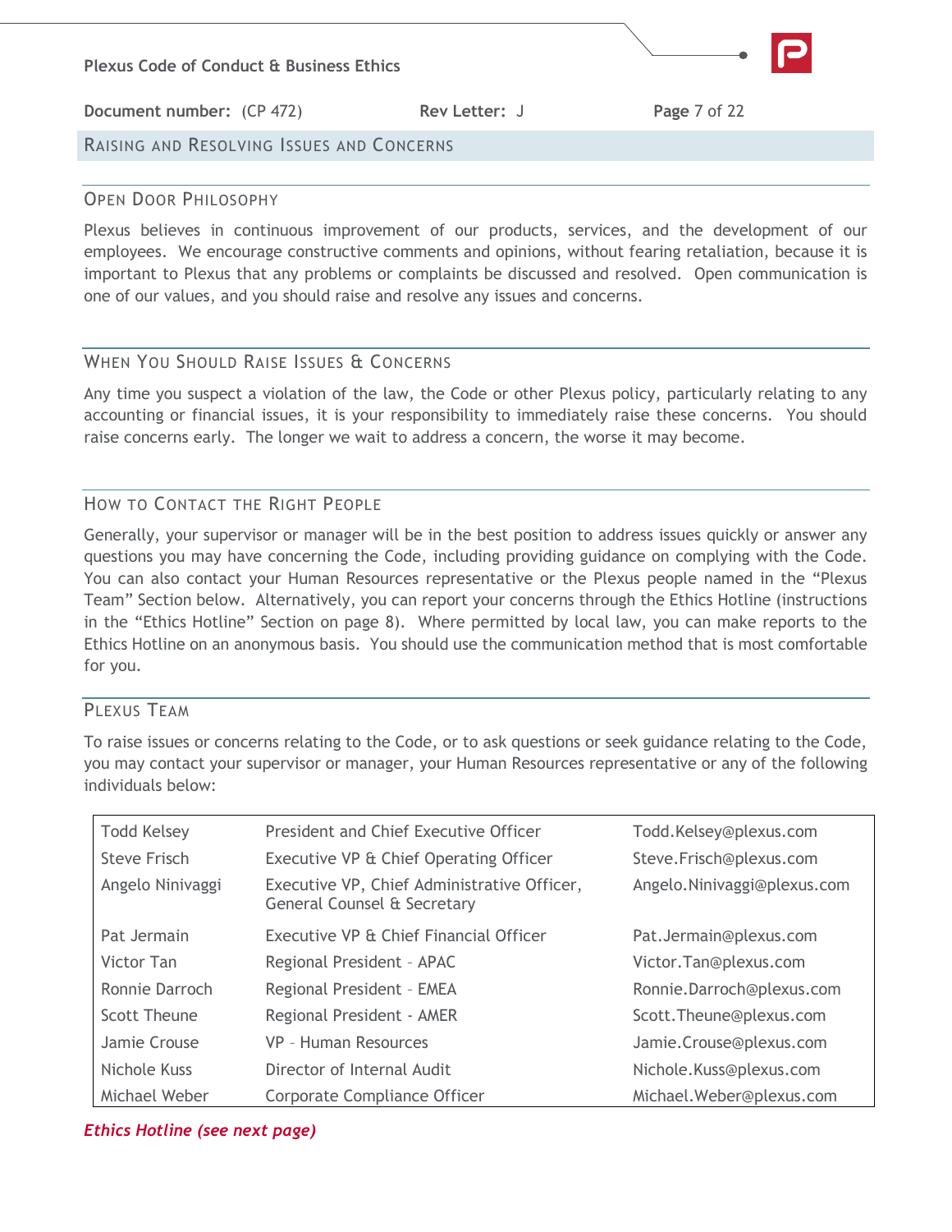## Raising and Resolving Issues and Concerns

### Open Door Philosophy

Plexus believes in continuous improvement of our products, services, and the development of our employees. We encourage constructive comments and opinions, without fearing retaliation, because it is important to Plexus that any problems or complaints be discussed and resolved. Open communication is one of our values, and you should raise and resolve any issues and concerns.

### When You Should Raise Issues & Concerns

Any time you suspect a violation of the law, the Code or other Plexus policy, particularly relating to any accounting or financial issues, it is your responsibility to immediately raise these concerns. You should raise concerns early. The longer we wait to address a concern, the worse it may become.

### How to Contact the Right People

Generally, your supervisor or manager will be in the best position to address issues quickly or answer any questions you may have concerning the Code, including providing guidance on complying with the Code. You can also contact your Human Resources representative or the Plexus people named in the "Plexus Team" Section below. Alternatively, you can report your concerns through the Ethics Hotline (instructions in the "Ethics Hotline" Section on page 8). Where permitted by local law, you can make reports to the Ethics Hotline on an anonymous basis. You should use the communication method that is most comfortable for you.

### Plexus Team

To raise issues or concerns relating to the Code, or to ask questions or seek guidance relating to the Code, you may contact your supervisor or manager, your Human Resources representative or any of the following individuals below:

| | | |
|---|---|---|
| Todd Kelsey | President and Chief Executive Officer | Todd.Kelsey@plexus.com |
| Steve Frisch | Executive VP & Chief Operating Officer | Steve.Frisch@plexus.com |
| Angelo Ninivaggi | Executive VP, Chief Administrative Officer, General Counsel & Secretary | Angelo.Ninivaggi@plexus.com |
| Pat Jermain | Executive VP & Chief Financial Officer | Pat.Jermain@plexus.com |
| Victor Tan | Regional President – APAC | Victor.Tan@plexus.com |
| Ronnie Darroch | Regional President – EMEA | Ronnie.Darroch@plexus.com |
| Scott Theune | Regional President - AMER | Scott.Theune@plexus.com |
| Jamie Crouse | VP – Human Resources | Jamie.Crouse@plexus.com |
| Nichole Kuss | Director of Internal Audit | Nichole.Kuss@plexus.com |
| Michael Weber | Corporate Compliance Officer | Michael.Weber@plexus.com |

***Ethics Hotline (see next page)***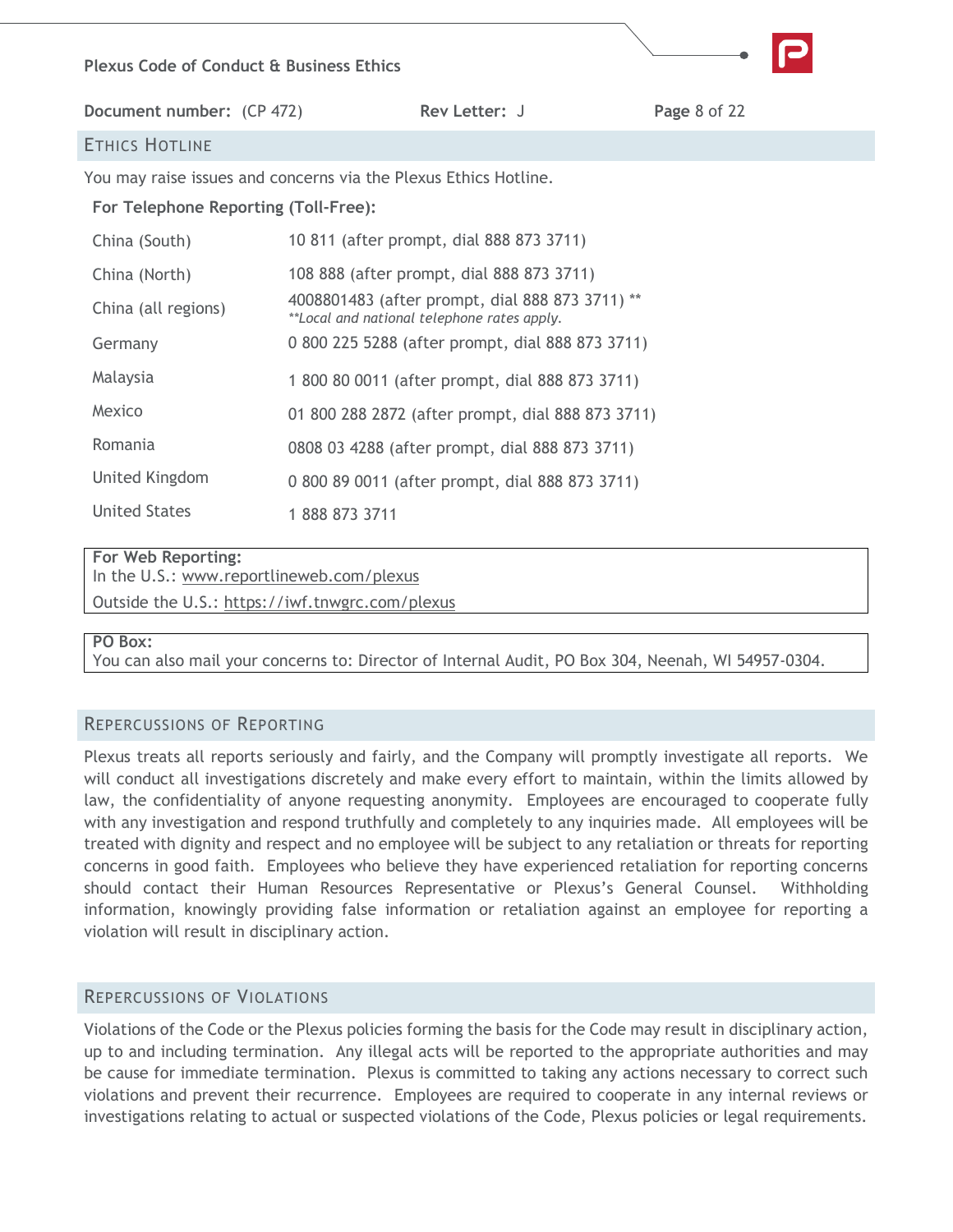## Ethics Hotline

You may raise issues and concerns via the Plexus Ethics Hotline.

**For Telephone Reporting (Toll-Free):**

| | |
|---|---|
| China (South) | 10 811 (after prompt, dial 888 873 3711) |
| China (North) | 108 888 (after prompt, dial 888 873 3711) |
| China (all regions) | 4008801483 (after prompt, dial 888 873 3711) ** <br> *\*\*Local and national telephone rates apply.* |
| Germany | 0 800 225 5288 (after prompt, dial 888 873 3711) |
| Malaysia | 1 800 80 0011 (after prompt, dial 888 873 3711) |
| Mexico | 01 800 288 2872 (after prompt, dial 888 873 3711) |
| Romania | 0808 03 4288 (after prompt, dial 888 873 3711) |
| United Kingdom | 0 800 89 0011 (after prompt, dial 888 873 3711) |
| United States | 1 888 873 3711 |

**For Web Reporting:**
In the U.S.: www.reportlineweb.com/plexus
Outside the U.S.: https://iwf.tnwgrc.com/plexus

**PO Box:**
You can also mail your concerns to: Director of Internal Audit, PO Box 304, Neenah, WI 54957-0304.

## Repercussions of Reporting

Plexus treats all reports seriously and fairly, and the Company will promptly investigate all reports. We will conduct all investigations discretely and make every effort to maintain, within the limits allowed by law, the confidentiality of anyone requesting anonymity. Employees are encouraged to cooperate fully with any investigation and respond truthfully and completely to any inquiries made. All employees will be treated with dignity and respect and no employee will be subject to any retaliation or threats for reporting concerns in good faith. Employees who believe they have experienced retaliation for reporting concerns should contact their Human Resources Representative or Plexus's General Counsel. Withholding information, knowingly providing false information or retaliation against an employee for reporting a violation will result in disciplinary action.

## Repercussions of Violations

Violations of the Code or the Plexus policies forming the basis for the Code may result in disciplinary action, up to and including termination. Any illegal acts will be reported to the appropriate authorities and may be cause for immediate termination. Plexus is committed to taking any actions necessary to correct such violations and prevent their recurrence. Employees are required to cooperate in any internal reviews or investigations relating to actual or suspected violations of the Code, Plexus policies or legal requirements.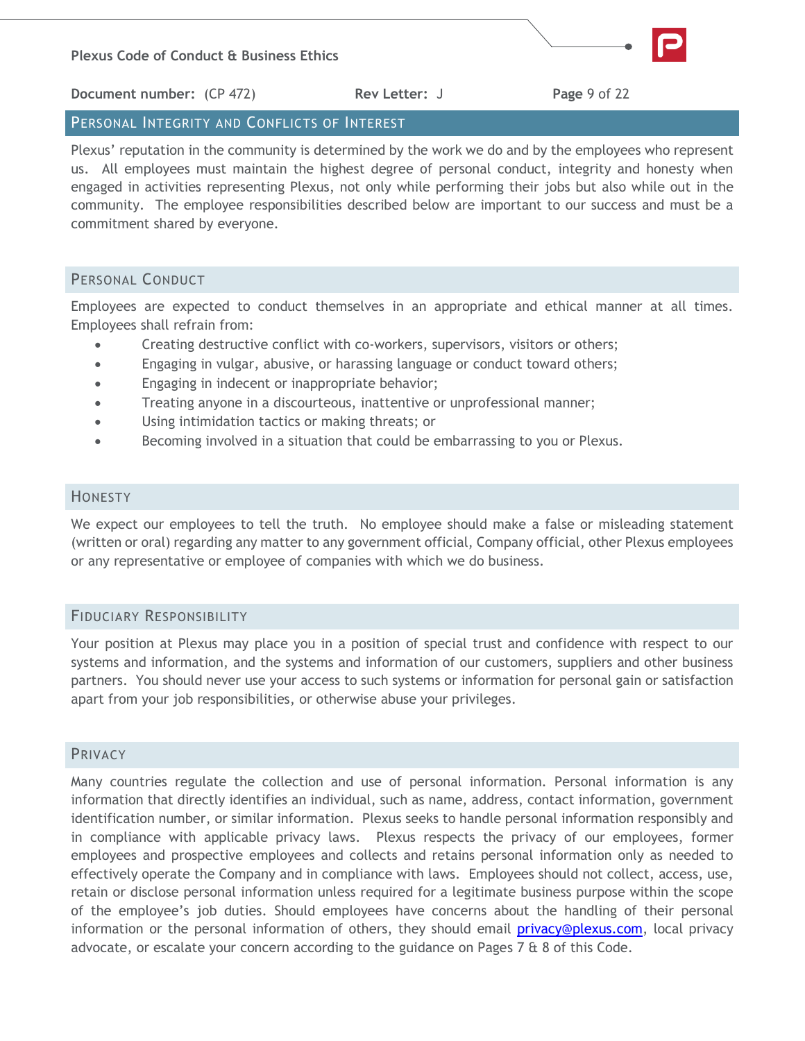## Personal Integrity and Conflicts of Interest

Plexus' reputation in the community is determined by the work we do and by the employees who represent us. All employees must maintain the highest degree of personal conduct, integrity and honesty when engaged in activities representing Plexus, not only while performing their jobs but also while out in the community. The employee responsibilities described below are important to our success and must be a commitment shared by everyone.

### Personal Conduct

Employees are expected to conduct themselves in an appropriate and ethical manner at all times. Employees shall refrain from:

- Creating destructive conflict with co-workers, supervisors, visitors or others;
- Engaging in vulgar, abusive, or harassing language or conduct toward others;
- Engaging in indecent or inappropriate behavior;
- Treating anyone in a discourteous, inattentive or unprofessional manner;
- Using intimidation tactics or making threats; or
- Becoming involved in a situation that could be embarrassing to you or Plexus.

### Honesty

We expect our employees to tell the truth. No employee should make a false or misleading statement (written or oral) regarding any matter to any government official, Company official, other Plexus employees or any representative or employee of companies with which we do business.

### Fiduciary Responsibility

Your position at Plexus may place you in a position of special trust and confidence with respect to our systems and information, and the systems and information of our customers, suppliers and other business partners. You should never use your access to such systems or information for personal gain or satisfaction apart from your job responsibilities, or otherwise abuse your privileges.

### Privacy

Many countries regulate the collection and use of personal information. Personal information is any information that directly identifies an individual, such as name, address, contact information, government identification number, or similar information. Plexus seeks to handle personal information responsibly and in compliance with applicable privacy laws. Plexus respects the privacy of our employees, former employees and prospective employees and collects and retains personal information only as needed to effectively operate the Company and in compliance with laws. Employees should not collect, access, use, retain or disclose personal information unless required for a legitimate business purpose within the scope of the employee's job duties. Should employees have concerns about the handling of their personal information or the personal information of others, they should email [privacy@plexus.com](mailto:privacy@plexus.com), local privacy advocate, or escalate your concern according to the guidance on Pages 7 & 8 of this Code.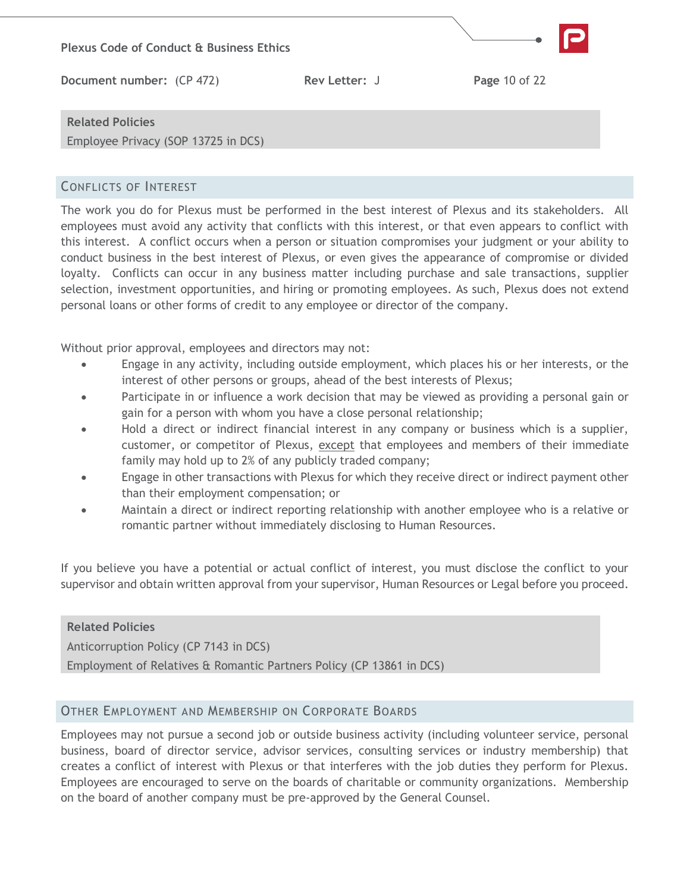**Related Policies**

Employee Privacy (SOP 13725 in DCS)

## Conflicts of Interest

The work you do for Plexus must be performed in the best interest of Plexus and its stakeholders. All employees must avoid any activity that conflicts with this interest, or that even appears to conflict with this interest. A conflict occurs when a person or situation compromises your judgment or your ability to conduct business in the best interest of Plexus, or even gives the appearance of compromise or divided loyalty. Conflicts can occur in any business matter including purchase and sale transactions, supplier selection, investment opportunities, and hiring or promoting employees. As such, Plexus does not extend personal loans or other forms of credit to any employee or director of the company.

Without prior approval, employees and directors may not:

- Engage in any activity, including outside employment, which places his or her interests, or the interest of other persons or groups, ahead of the best interests of Plexus;
- Participate in or influence a work decision that may be viewed as providing a personal gain or gain for a person with whom you have a close personal relationship;
- Hold a direct or indirect financial interest in any company or business which is a supplier, customer, or competitor of Plexus, except that employees and members of their immediate family may hold up to 2% of any publicly traded company;
- Engage in other transactions with Plexus for which they receive direct or indirect payment other than their employment compensation; or
- Maintain a direct or indirect reporting relationship with another employee who is a relative or romantic partner without immediately disclosing to Human Resources.

If you believe you have a potential or actual conflict of interest, you must disclose the conflict to your supervisor and obtain written approval from your supervisor, Human Resources or Legal before you proceed.

**Related Policies**

Anticorruption Policy (CP 7143 in DCS)

Employment of Relatives & Romantic Partners Policy (CP 13861 in DCS)

## Other Employment and Membership on Corporate Boards

Employees may not pursue a second job or outside business activity (including volunteer service, personal business, board of director service, advisor services, consulting services or industry membership) that creates a conflict of interest with Plexus or that interferes with the job duties they perform for Plexus. Employees are encouraged to serve on the boards of charitable or community organizations. Membership on the board of another company must be pre-approved by the General Counsel.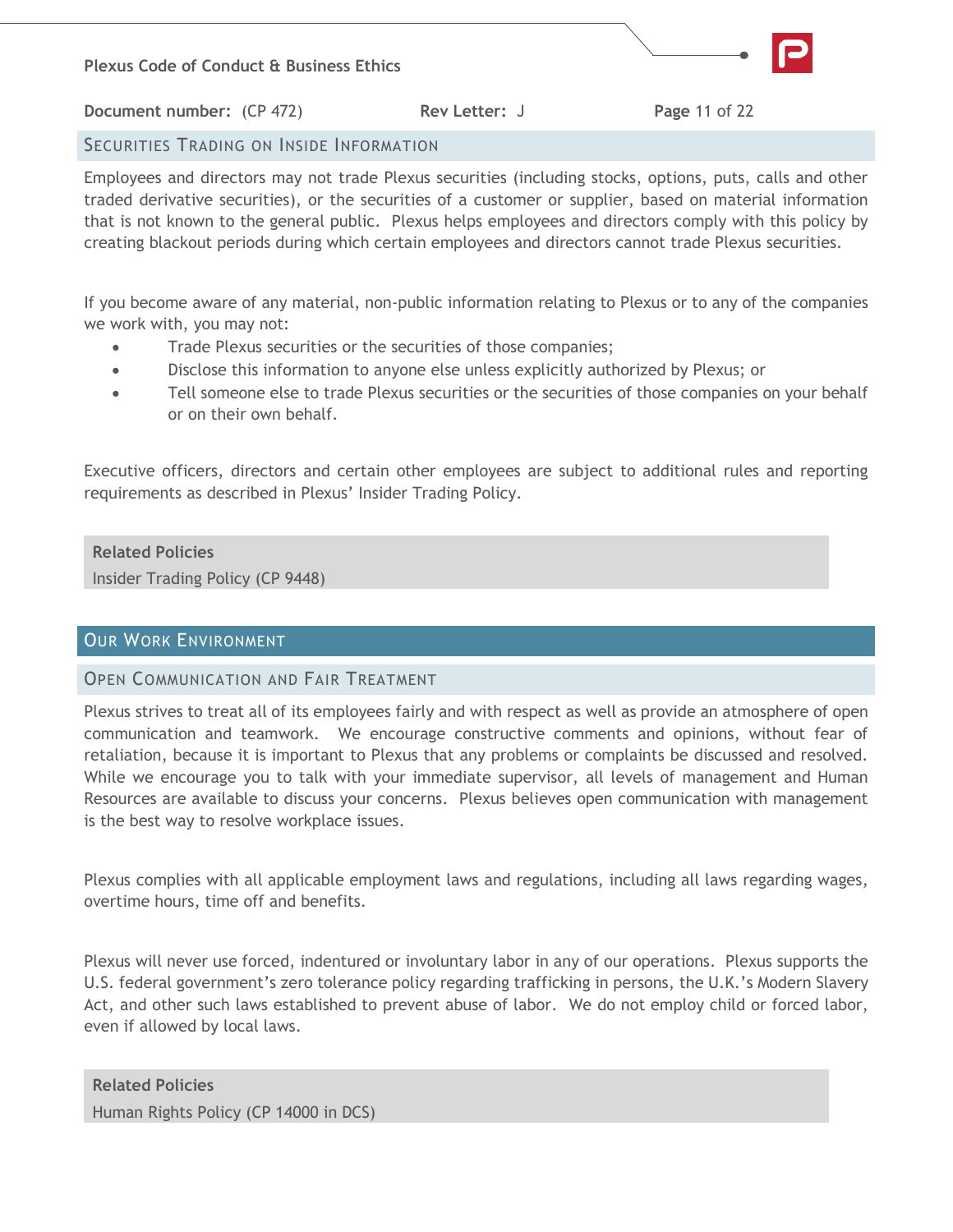## Securities Trading on Inside Information

Employees and directors may not trade Plexus securities (including stocks, options, puts, calls and other traded derivative securities), or the securities of a customer or supplier, based on material information that is not known to the general public. Plexus helps employees and directors comply with this policy by creating blackout periods during which certain employees and directors cannot trade Plexus securities.

If you become aware of any material, non-public information relating to Plexus or to any of the companies we work with, you may not:

- Trade Plexus securities or the securities of those companies;
- Disclose this information to anyone else unless explicitly authorized by Plexus; or
- Tell someone else to trade Plexus securities or the securities of those companies on your behalf or on their own behalf.

Executive officers, directors and certain other employees are subject to additional rules and reporting requirements as described in Plexus' Insider Trading Policy.

**Related Policies**
Insider Trading Policy (CP 9448)

# Our Work Environment

## Open Communication and Fair Treatment

Plexus strives to treat all of its employees fairly and with respect as well as provide an atmosphere of open communication and teamwork. We encourage constructive comments and opinions, without fear of retaliation, because it is important to Plexus that any problems or complaints be discussed and resolved. While we encourage you to talk with your immediate supervisor, all levels of management and Human Resources are available to discuss your concerns. Plexus believes open communication with management is the best way to resolve workplace issues.

Plexus complies with all applicable employment laws and regulations, including all laws regarding wages, overtime hours, time off and benefits.

Plexus will never use forced, indentured or involuntary labor in any of our operations. Plexus supports the U.S. federal government's zero tolerance policy regarding trafficking in persons, the U.K.'s Modern Slavery Act, and other such laws established to prevent abuse of labor. We do not employ child or forced labor, even if allowed by local laws.

**Related Policies**
Human Rights Policy (CP 14000 in DCS)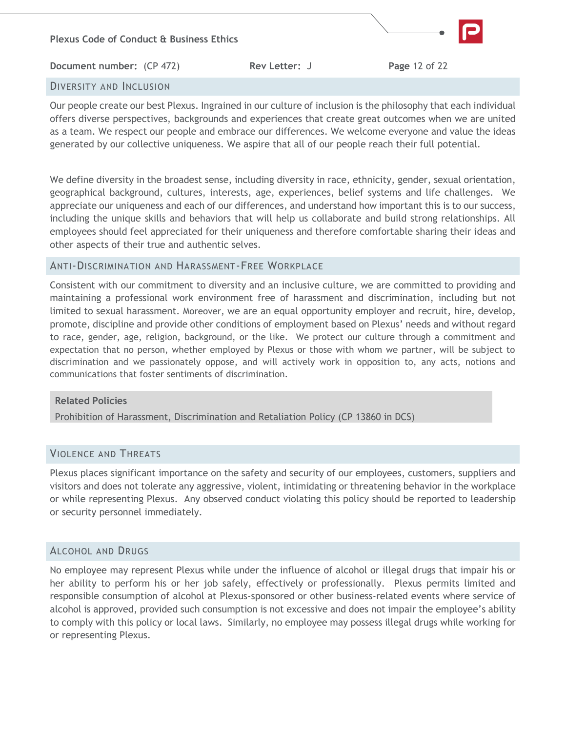## Diversity and Inclusion

Our people create our best Plexus. Ingrained in our culture of inclusion is the philosophy that each individual offers diverse perspectives, backgrounds and experiences that create great outcomes when we are united as a team. We respect our people and embrace our differences. We welcome everyone and value the ideas generated by our collective uniqueness. We aspire that all of our people reach their full potential.

We define diversity in the broadest sense, including diversity in race, ethnicity, gender, sexual orientation, geographical background, cultures, interests, age, experiences, belief systems and life challenges. We appreciate our uniqueness and each of our differences, and understand how important this is to our success, including the unique skills and behaviors that will help us collaborate and build strong relationships. All employees should feel appreciated for their uniqueness and therefore comfortable sharing their ideas and other aspects of their true and authentic selves.

## Anti-Discrimination and Harassment-Free Workplace

Consistent with our commitment to diversity and an inclusive culture, we are committed to providing and maintaining a professional work environment free of harassment and discrimination, including but not limited to sexual harassment. Moreover, we are an equal opportunity employer and recruit, hire, develop, promote, discipline and provide other conditions of employment based on Plexus' needs and without regard to race, gender, age, religion, background, or the like. We protect our culture through a commitment and expectation that no person, whether employed by Plexus or those with whom we partner, will be subject to discrimination and we passionately oppose, and will actively work in opposition to, any acts, notions and communications that foster sentiments of discrimination.

**Related Policies**

Prohibition of Harassment, Discrimination and Retaliation Policy (CP 13860 in DCS)

## Violence and Threats

Plexus places significant importance on the safety and security of our employees, customers, suppliers and visitors and does not tolerate any aggressive, violent, intimidating or threatening behavior in the workplace or while representing Plexus. Any observed conduct violating this policy should be reported to leadership or security personnel immediately.

## Alcohol and Drugs

No employee may represent Plexus while under the influence of alcohol or illegal drugs that impair his or her ability to perform his or her job safely, effectively or professionally. Plexus permits limited and responsible consumption of alcohol at Plexus-sponsored or other business-related events where service of alcohol is approved, provided such consumption is not excessive and does not impair the employee's ability to comply with this policy or local laws. Similarly, no employee may possess illegal drugs while working for or representing Plexus.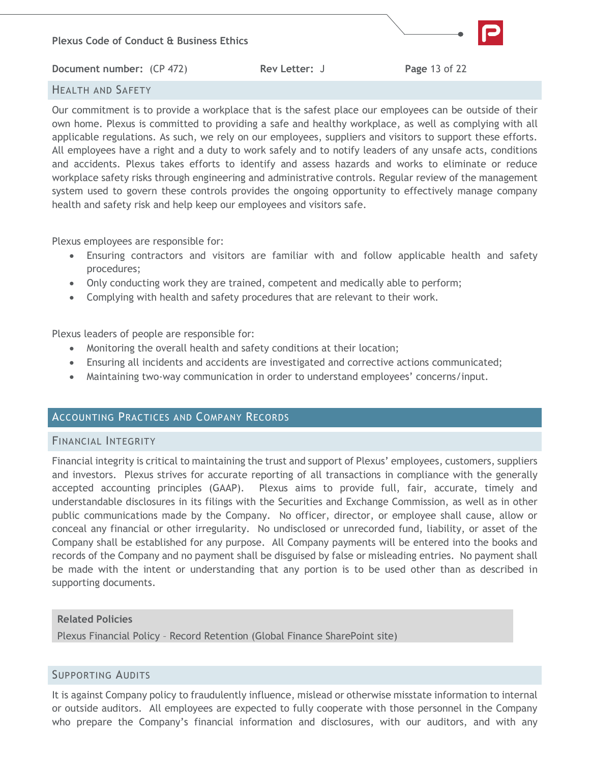## Health and Safety

Our commitment is to provide a workplace that is the safest place our employees can be outside of their own home. Plexus is committed to providing a safe and healthy workplace, as well as complying with all applicable regulations. As such, we rely on our employees, suppliers and visitors to support these efforts. All employees have a right and a duty to work safely and to notify leaders of any unsafe acts, conditions and accidents. Plexus takes efforts to identify and assess hazards and works to eliminate or reduce workplace safety risks through engineering and administrative controls. Regular review of the management system used to govern these controls provides the ongoing opportunity to effectively manage company health and safety risk and help keep our employees and visitors safe.

Plexus employees are responsible for:

- Ensuring contractors and visitors are familiar with and follow applicable health and safety procedures;
- Only conducting work they are trained, competent and medically able to perform;
- Complying with health and safety procedures that are relevant to their work.

Plexus leaders of people are responsible for:

- Monitoring the overall health and safety conditions at their location;
- Ensuring all incidents and accidents are investigated and corrective actions communicated;
- Maintaining two-way communication in order to understand employees' concerns/input.

# Accounting Practices and Company Records

## Financial Integrity

Financial integrity is critical to maintaining the trust and support of Plexus' employees, customers, suppliers and investors. Plexus strives for accurate reporting of all transactions in compliance with the generally accepted accounting principles (GAAP). Plexus aims to provide full, fair, accurate, timely and understandable disclosures in its filings with the Securities and Exchange Commission, as well as in other public communications made by the Company. No officer, director, or employee shall cause, allow or conceal any financial or other irregularity. No undisclosed or unrecorded fund, liability, or asset of the Company shall be established for any purpose. All Company payments will be entered into the books and records of the Company and no payment shall be disguised by false or misleading entries. No payment shall be made with the intent or understanding that any portion is to be used other than as described in supporting documents.

**Related Policies**

Plexus Financial Policy – Record Retention (Global Finance SharePoint site)

## Supporting Audits

It is against Company policy to fraudulently influence, mislead or otherwise misstate information to internal or outside auditors. All employees are expected to fully cooperate with those personnel in the Company who prepare the Company's financial information and disclosures, with our auditors, and with any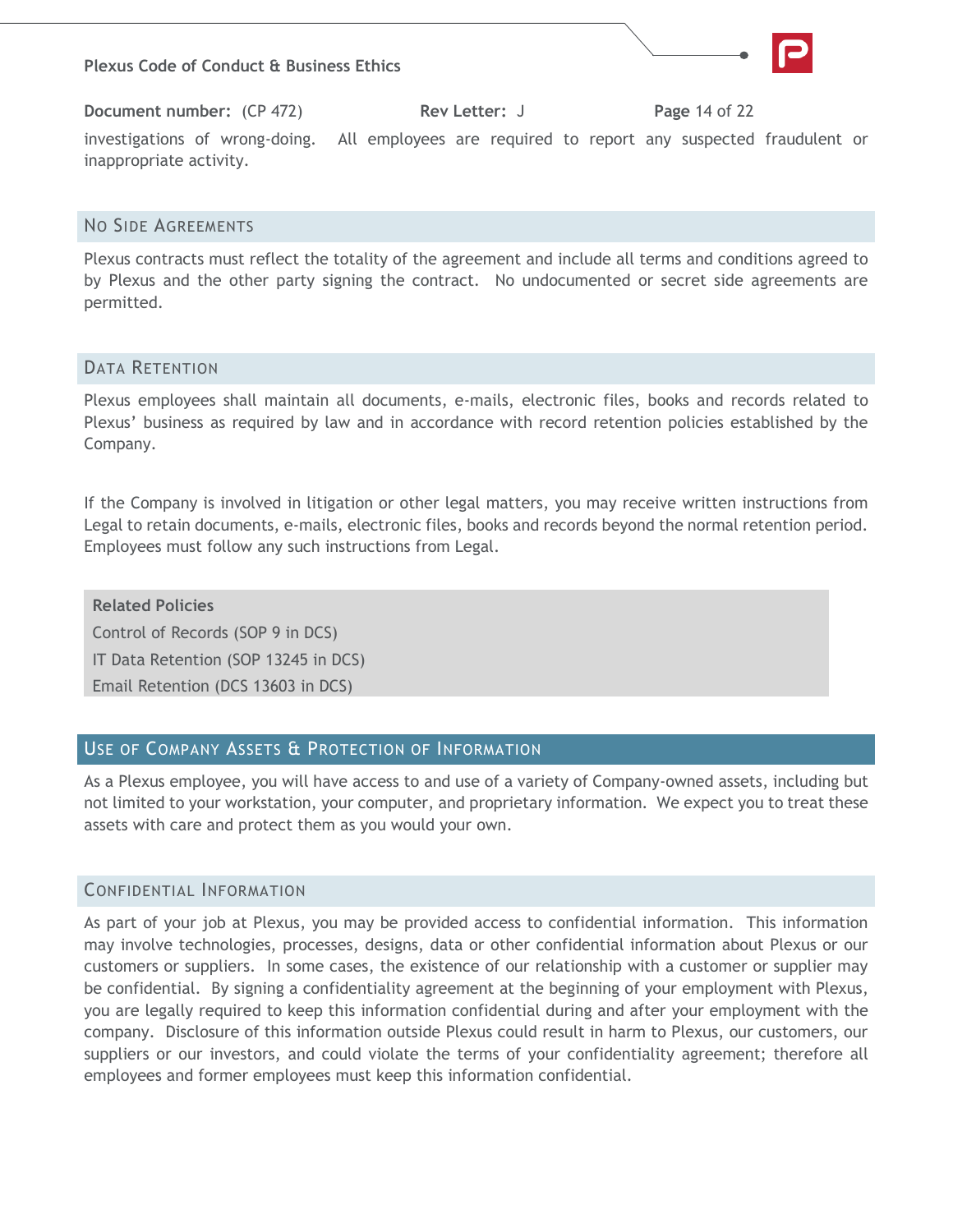investigations of wrong-doing. All employees are required to report any suspected fraudulent or inappropriate activity.

### No Side Agreements

Plexus contracts must reflect the totality of the agreement and include all terms and conditions agreed to by Plexus and the other party signing the contract. No undocumented or secret side agreements are permitted.

### Data Retention

Plexus employees shall maintain all documents, e-mails, electronic files, books and records related to Plexus' business as required by law and in accordance with record retention policies established by the Company.

If the Company is involved in litigation or other legal matters, you may receive written instructions from Legal to retain documents, e-mails, electronic files, books and records beyond the normal retention period. Employees must follow any such instructions from Legal.

**Related Policies**

Control of Records (SOP 9 in DCS)

IT Data Retention (SOP 13245 in DCS)

Email Retention (DCS 13603 in DCS)

## Use of Company Assets & Protection of Information

As a Plexus employee, you will have access to and use of a variety of Company-owned assets, including but not limited to your workstation, your computer, and proprietary information. We expect you to treat these assets with care and protect them as you would your own.

### Confidential Information

As part of your job at Plexus, you may be provided access to confidential information. This information may involve technologies, processes, designs, data or other confidential information about Plexus or our customers or suppliers. In some cases, the existence of our relationship with a customer or supplier may be confidential. By signing a confidentiality agreement at the beginning of your employment with Plexus, you are legally required to keep this information confidential during and after your employment with the company. Disclosure of this information outside Plexus could result in harm to Plexus, our customers, our suppliers or our investors, and could violate the terms of your confidentiality agreement; therefore all employees and former employees must keep this information confidential.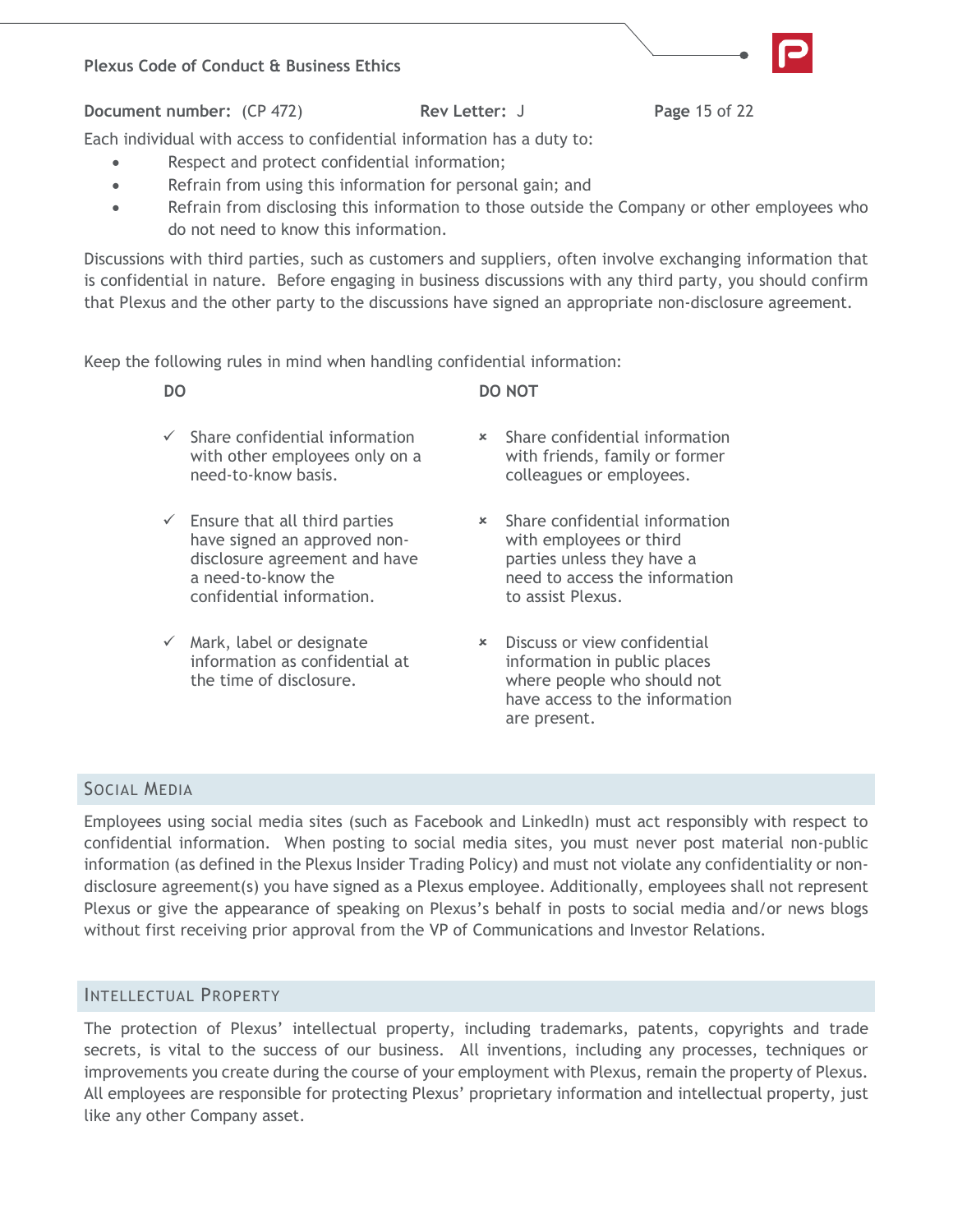Each individual with access to confidential information has a duty to:

- Respect and protect confidential information;
- Refrain from using this information for personal gain; and
- Refrain from disclosing this information to those outside the Company or other employees who do not need to know this information.

Discussions with third parties, such as customers and suppliers, often involve exchanging information that is confidential in nature. Before engaging in business discussions with any third party, you should confirm that Plexus and the other party to the discussions have signed an appropriate non-disclosure agreement.

Keep the following rules in mind when handling confidential information:

| DO | DO NOT |
|---|---|
| ✓ Share confidential information with other employees only on a need-to-know basis. | ✗ Share confidential information with friends, family or former colleagues or employees. |
| ✓ Ensure that all third parties have signed an approved non-disclosure agreement and have a need-to-know the confidential information. | ✗ Share confidential information with employees or third parties unless they have a need to access the information to assist Plexus. |
| ✓ Mark, label or designate information as confidential at the time of disclosure. | ✗ Discuss or view confidential information in public places where people who should not have access to the information are present. |

## Social Media

Employees using social media sites (such as Facebook and LinkedIn) must act responsibly with respect to confidential information. When posting to social media sites, you must never post material non-public information (as defined in the Plexus Insider Trading Policy) and must not violate any confidentiality or non-disclosure agreement(s) you have signed as a Plexus employee. Additionally, employees shall not represent Plexus or give the appearance of speaking on Plexus's behalf in posts to social media and/or news blogs without first receiving prior approval from the VP of Communications and Investor Relations.

## Intellectual Property

The protection of Plexus' intellectual property, including trademarks, patents, copyrights and trade secrets, is vital to the success of our business. All inventions, including any processes, techniques or improvements you create during the course of your employment with Plexus, remain the property of Plexus. All employees are responsible for protecting Plexus' proprietary information and intellectual property, just like any other Company asset.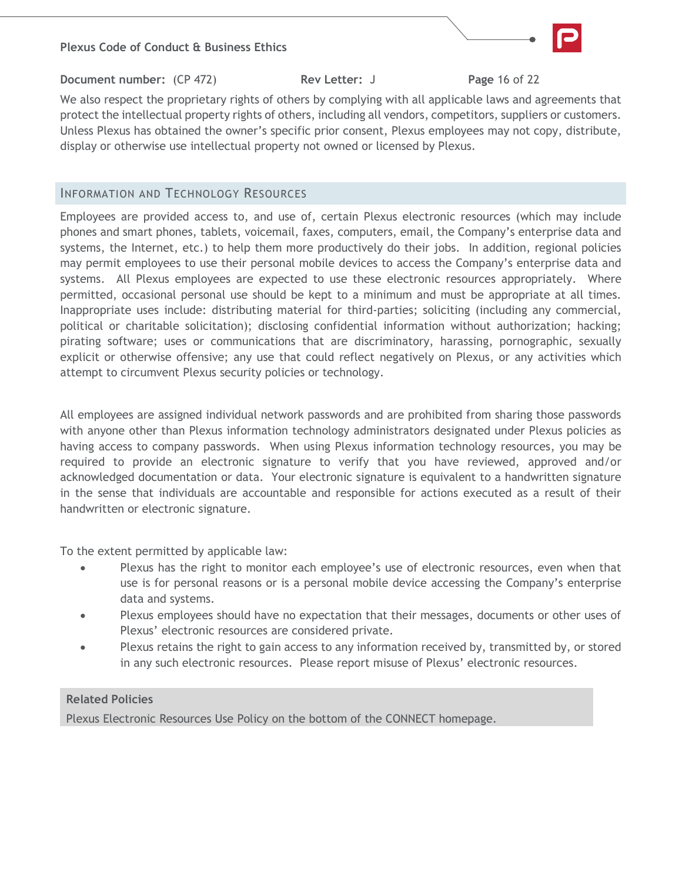We also respect the proprietary rights of others by complying with all applicable laws and agreements that protect the intellectual property rights of others, including all vendors, competitors, suppliers or customers. Unless Plexus has obtained the owner's specific prior consent, Plexus employees may not copy, distribute, display or otherwise use intellectual property not owned or licensed by Plexus.

## Information and Technology Resources

Employees are provided access to, and use of, certain Plexus electronic resources (which may include phones and smart phones, tablets, voicemail, faxes, computers, email, the Company's enterprise data and systems, the Internet, etc.) to help them more productively do their jobs. In addition, regional policies may permit employees to use their personal mobile devices to access the Company's enterprise data and systems. All Plexus employees are expected to use these electronic resources appropriately. Where permitted, occasional personal use should be kept to a minimum and must be appropriate at all times. Inappropriate uses include: distributing material for third-parties; soliciting (including any commercial, political or charitable solicitation); disclosing confidential information without authorization; hacking; pirating software; uses or communications that are discriminatory, harassing, pornographic, sexually explicit or otherwise offensive; any use that could reflect negatively on Plexus, or any activities which attempt to circumvent Plexus security policies or technology.

All employees are assigned individual network passwords and are prohibited from sharing those passwords with anyone other than Plexus information technology administrators designated under Plexus policies as having access to company passwords. When using Plexus information technology resources, you may be required to provide an electronic signature to verify that you have reviewed, approved and/or acknowledged documentation or data. Your electronic signature is equivalent to a handwritten signature in the sense that individuals are accountable and responsible for actions executed as a result of their handwritten or electronic signature.

To the extent permitted by applicable law:

- Plexus has the right to monitor each employee's use of electronic resources, even when that use is for personal reasons or is a personal mobile device accessing the Company's enterprise data and systems.
- Plexus employees should have no expectation that their messages, documents or other uses of Plexus' electronic resources are considered private.
- Plexus retains the right to gain access to any information received by, transmitted by, or stored in any such electronic resources. Please report misuse of Plexus' electronic resources.

**Related Policies**

Plexus Electronic Resources Use Policy on the bottom of the CONNECT homepage.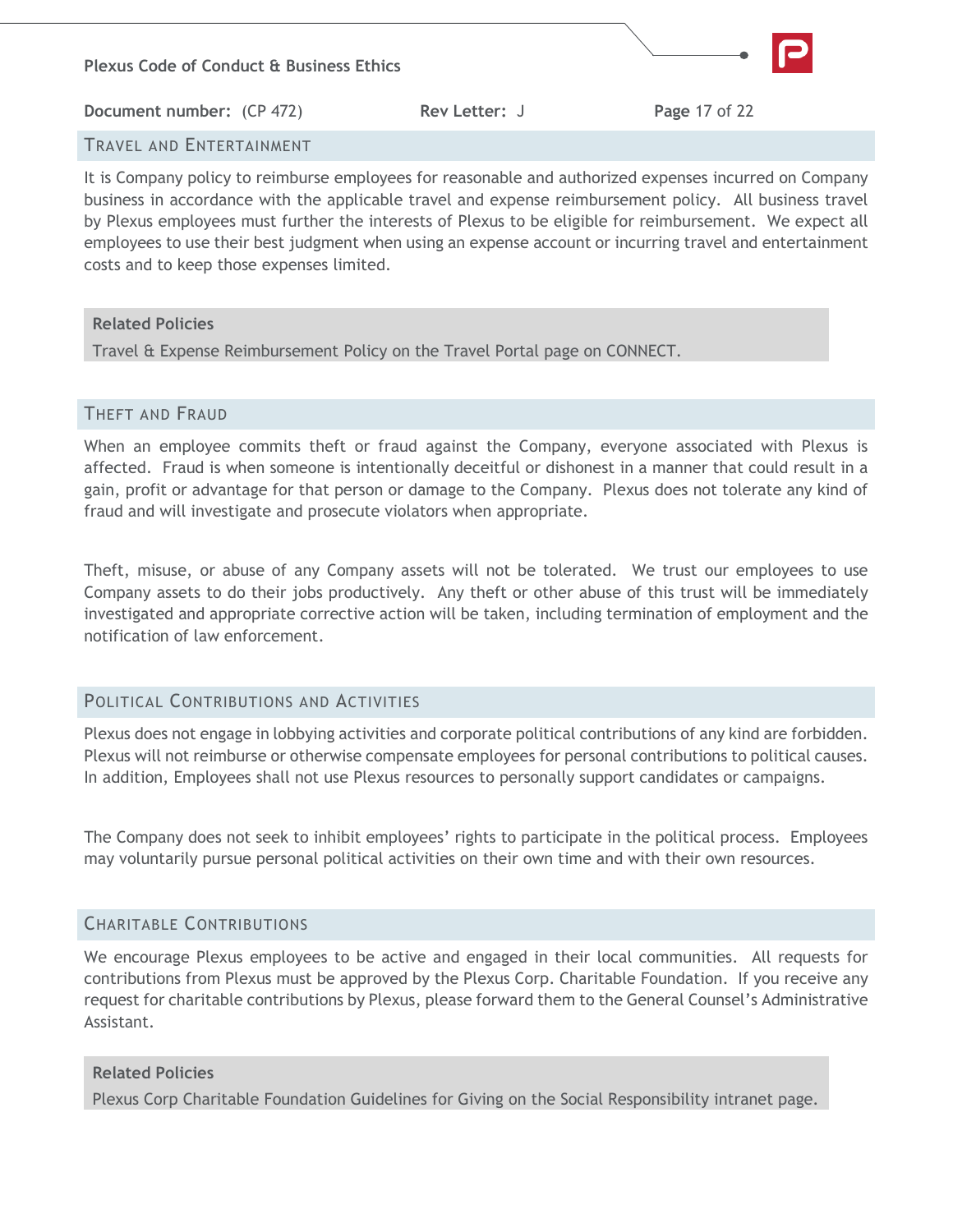## Travel and Entertainment

It is Company policy to reimburse employees for reasonable and authorized expenses incurred on Company business in accordance with the applicable travel and expense reimbursement policy. All business travel by Plexus employees must further the interests of Plexus to be eligible for reimbursement. We expect all employees to use their best judgment when using an expense account or incurring travel and entertainment costs and to keep those expenses limited.

**Related Policies**

Travel & Expense Reimbursement Policy on the Travel Portal page on CONNECT.

## Theft and Fraud

When an employee commits theft or fraud against the Company, everyone associated with Plexus is affected. Fraud is when someone is intentionally deceitful or dishonest in a manner that could result in a gain, profit or advantage for that person or damage to the Company. Plexus does not tolerate any kind of fraud and will investigate and prosecute violators when appropriate.

Theft, misuse, or abuse of any Company assets will not be tolerated. We trust our employees to use Company assets to do their jobs productively. Any theft or other abuse of this trust will be immediately investigated and appropriate corrective action will be taken, including termination of employment and the notification of law enforcement.

## Political Contributions and Activities

Plexus does not engage in lobbying activities and corporate political contributions of any kind are forbidden. Plexus will not reimburse or otherwise compensate employees for personal contributions to political causes. In addition, Employees shall not use Plexus resources to personally support candidates or campaigns.

The Company does not seek to inhibit employees' rights to participate in the political process. Employees may voluntarily pursue personal political activities on their own time and with their own resources.

## Charitable Contributions

We encourage Plexus employees to be active and engaged in their local communities. All requests for contributions from Plexus must be approved by the Plexus Corp. Charitable Foundation. If you receive any request for charitable contributions by Plexus, please forward them to the General Counsel's Administrative Assistant.

**Related Policies**

Plexus Corp Charitable Foundation Guidelines for Giving on the Social Responsibility intranet page.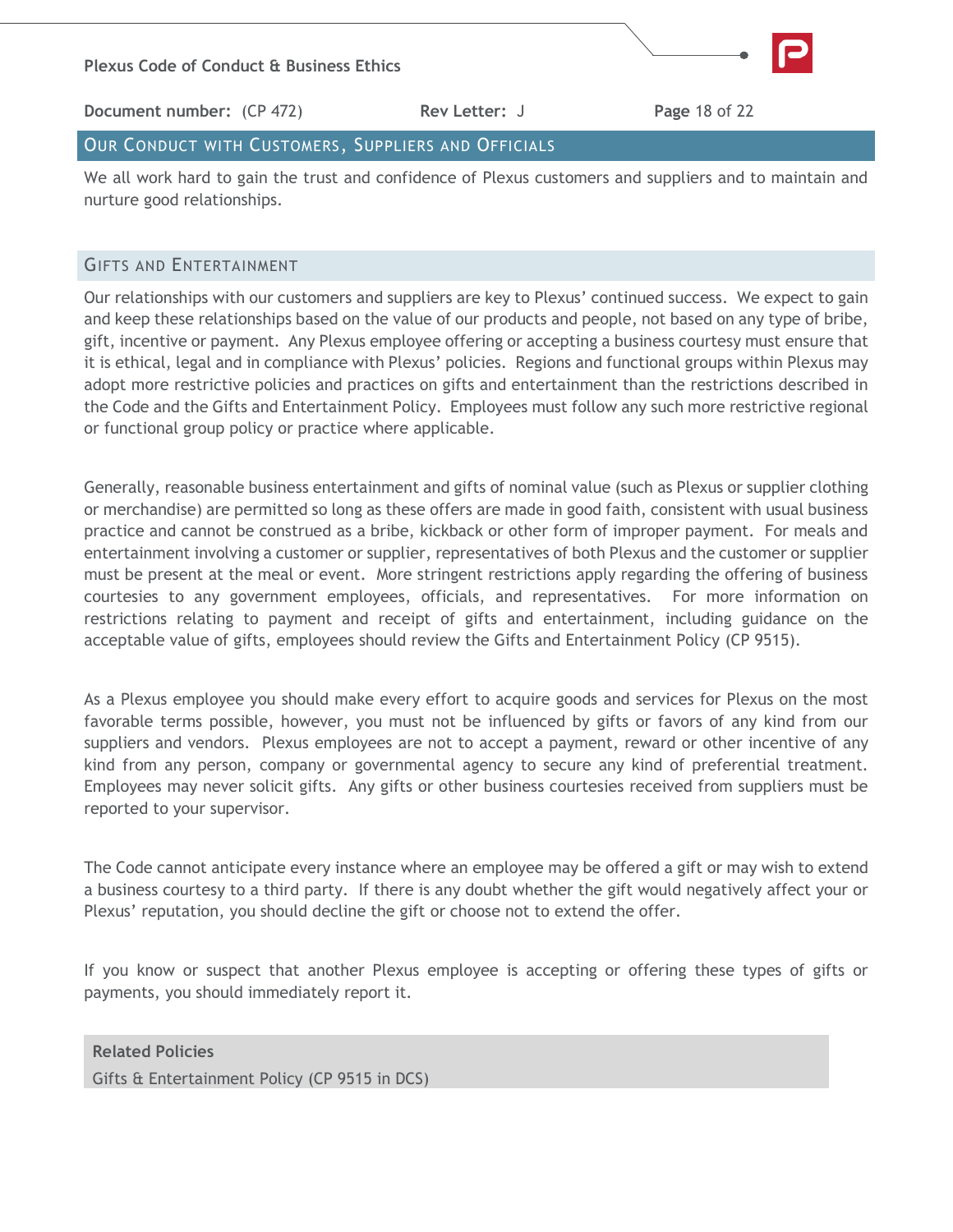## Our Conduct with Customers, Suppliers and Officials

We all work hard to gain the trust and confidence of Plexus customers and suppliers and to maintain and nurture good relationships.

### Gifts and Entertainment

Our relationships with our customers and suppliers are key to Plexus' continued success. We expect to gain and keep these relationships based on the value of our products and people, not based on any type of bribe, gift, incentive or payment. Any Plexus employee offering or accepting a business courtesy must ensure that it is ethical, legal and in compliance with Plexus' policies. Regions and functional groups within Plexus may adopt more restrictive policies and practices on gifts and entertainment than the restrictions described in the Code and the Gifts and Entertainment Policy. Employees must follow any such more restrictive regional or functional group policy or practice where applicable.

Generally, reasonable business entertainment and gifts of nominal value (such as Plexus or supplier clothing or merchandise) are permitted so long as these offers are made in good faith, consistent with usual business practice and cannot be construed as a bribe, kickback or other form of improper payment. For meals and entertainment involving a customer or supplier, representatives of both Plexus and the customer or supplier must be present at the meal or event. More stringent restrictions apply regarding the offering of business courtesies to any government employees, officials, and representatives. For more information on restrictions relating to payment and receipt of gifts and entertainment, including guidance on the acceptable value of gifts, employees should review the Gifts and Entertainment Policy (CP 9515).

As a Plexus employee you should make every effort to acquire goods and services for Plexus on the most favorable terms possible, however, you must not be influenced by gifts or favors of any kind from our suppliers and vendors. Plexus employees are not to accept a payment, reward or other incentive of any kind from any person, company or governmental agency to secure any kind of preferential treatment. Employees may never solicit gifts. Any gifts or other business courtesies received from suppliers must be reported to your supervisor.

The Code cannot anticipate every instance where an employee may be offered a gift or may wish to extend a business courtesy to a third party. If there is any doubt whether the gift would negatively affect your or Plexus' reputation, you should decline the gift or choose not to extend the offer.

If you know or suspect that another Plexus employee is accepting or offering these types of gifts or payments, you should immediately report it.

**Related Policies**

Gifts & Entertainment Policy (CP 9515 in DCS)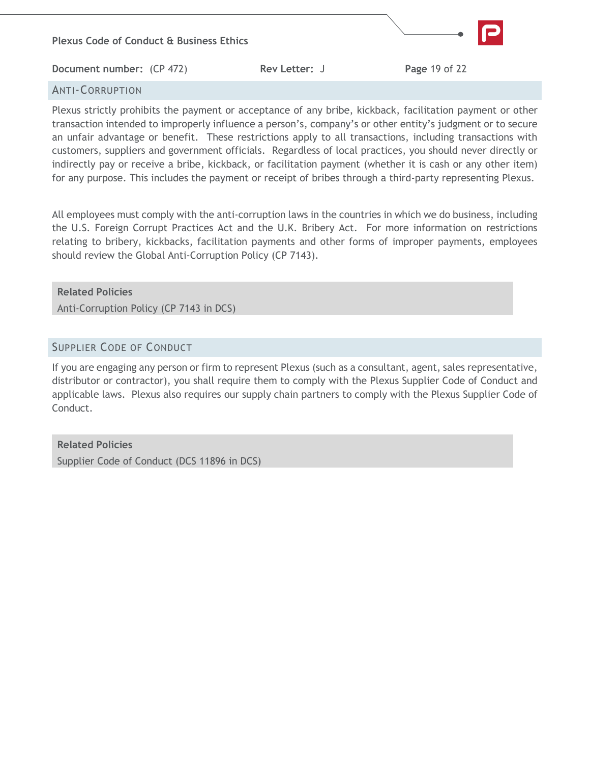## Anti-Corruption

Plexus strictly prohibits the payment or acceptance of any bribe, kickback, facilitation payment or other transaction intended to improperly influence a person's, company's or other entity's judgment or to secure an unfair advantage or benefit. These restrictions apply to all transactions, including transactions with customers, suppliers and government officials. Regardless of local practices, you should never directly or indirectly pay or receive a bribe, kickback, or facilitation payment (whether it is cash or any other item) for any purpose. This includes the payment or receipt of bribes through a third-party representing Plexus.

All employees must comply with the anti-corruption laws in the countries in which we do business, including the U.S. Foreign Corrupt Practices Act and the U.K. Bribery Act. For more information on restrictions relating to bribery, kickbacks, facilitation payments and other forms of improper payments, employees should review the Global Anti-Corruption Policy (CP 7143).

**Related Policies**
Anti-Corruption Policy (CP 7143 in DCS)

## Supplier Code of Conduct

If you are engaging any person or firm to represent Plexus (such as a consultant, agent, sales representative, distributor or contractor), you shall require them to comply with the Plexus Supplier Code of Conduct and applicable laws. Plexus also requires our supply chain partners to comply with the Plexus Supplier Code of Conduct.

**Related Policies**
Supplier Code of Conduct (DCS 11896 in DCS)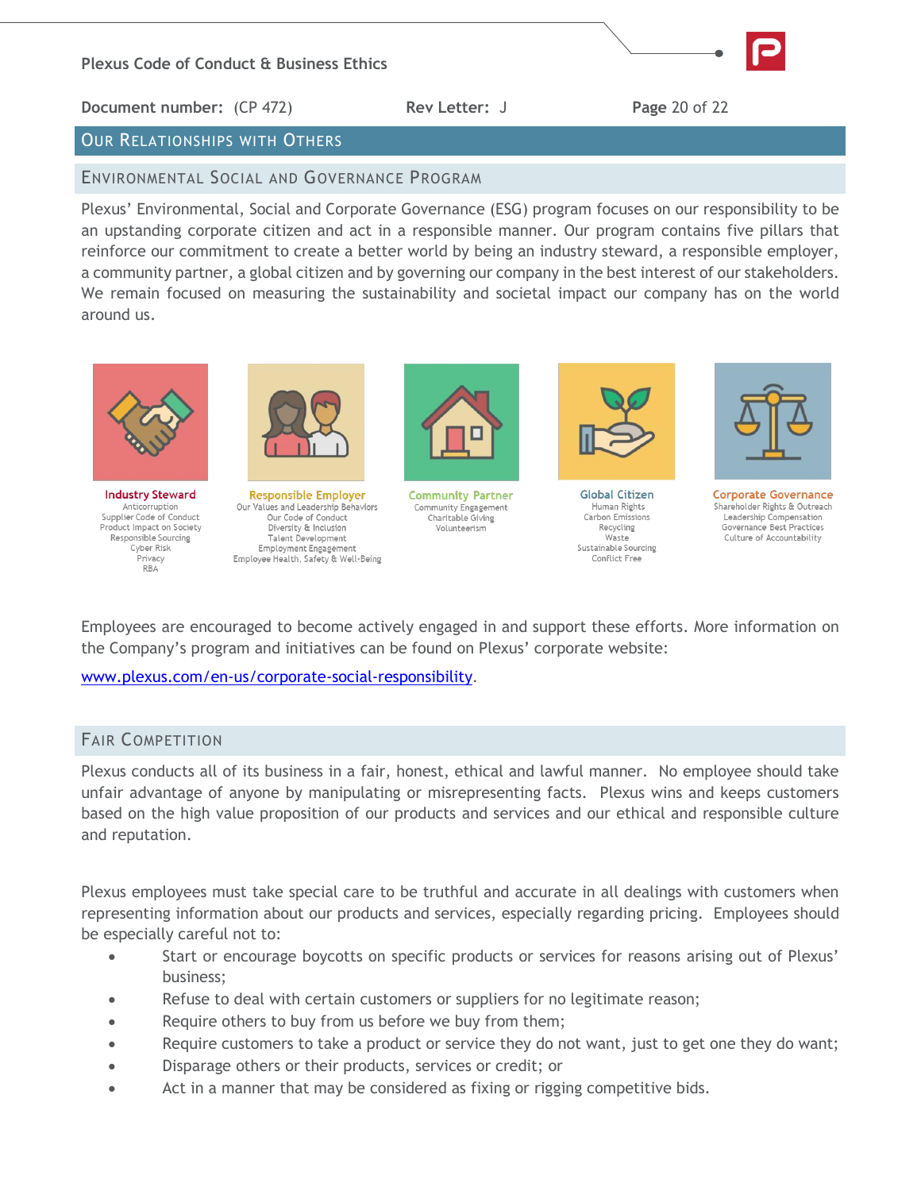## Our Relationships with Others

### Environmental Social and Governance Program

Plexus' Environmental, Social and Corporate Governance (ESG) program focuses on our responsibility to be an upstanding corporate citizen and act in a responsible manner. Our program contains five pillars that reinforce our commitment to create a better world by being an industry steward, a responsible employer, a community partner, a global citizen and by governing our company in the best interest of our stakeholders. We remain focused on measuring the sustainability and societal impact our company has on the world around us.

**Industry Steward**
Anticorruption
Supplier Code of Conduct
Product Impact on Society
Responsible Sourcing
Cyber Risk
Privacy
RBA

**Responsible Employer**
Our Values and Leadership Behaviors
Our Code of Conduct
Diversity & Inclusion
Talent Development
Employment Engagement
Employee Health, Safety & Well-Being

**Community Partner**
Community Engagement
Charitable Giving
Volunteerism

**Global Citizen**
Human Rights
Carbon Emissions
Recycling
Waste
Sustainable Sourcing
Conflict Free

**Corporate Governance**
Shareholder Rights & Outreach
Leadership Compensation
Governance Best Practices
Culture of Accountability

Employees are encouraged to become actively engaged in and support these efforts. More information on the Company's program and initiatives can be found on Plexus' corporate website:

[www.plexus.com/en-us/corporate-social-responsibility](www.plexus.com/en-us/corporate-social-responsibility).

### Fair Competition

Plexus conducts all of its business in a fair, honest, ethical and lawful manner. No employee should take unfair advantage of anyone by manipulating or misrepresenting facts. Plexus wins and keeps customers based on the high value proposition of our products and services and our ethical and responsible culture and reputation.

Plexus employees must take special care to be truthful and accurate in all dealings with customers when representing information about our products and services, especially regarding pricing. Employees should be especially careful not to:

- Start or encourage boycotts on specific products or services for reasons arising out of Plexus' business;
- Refuse to deal with certain customers or suppliers for no legitimate reason;
- Require others to buy from us before we buy from them;
- Require customers to take a product or service they do not want, just to get one they do want;
- Disparage others or their products, services or credit; or
- Act in a manner that may be considered as fixing or rigging competitive bids.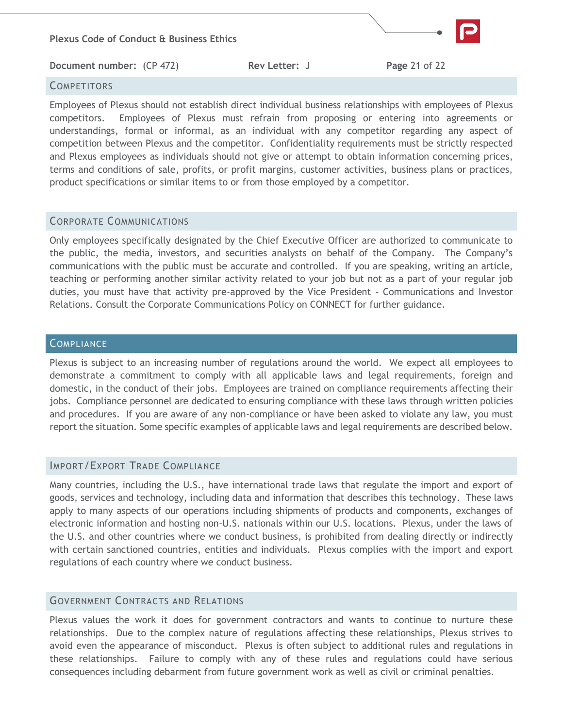## Competitors

Employees of Plexus should not establish direct individual business relationships with employees of Plexus competitors. Employees of Plexus must refrain from proposing or entering into agreements or understandings, formal or informal, as an individual with any competitor regarding any aspect of competition between Plexus and the competitor. Confidentiality requirements must be strictly respected and Plexus employees as individuals should not give or attempt to obtain information concerning prices, terms and conditions of sale, profits, or profit margins, customer activities, business plans or practices, product specifications or similar items to or from those employed by a competitor.

## Corporate Communications

Only employees specifically designated by the Chief Executive Officer are authorized to communicate to the public, the media, investors, and securities analysts on behalf of the Company. The Company's communications with the public must be accurate and controlled. If you are speaking, writing an article, teaching or performing another similar activity related to your job but not as a part of your regular job duties, you must have that activity pre-approved by the Vice President - Communications and Investor Relations. Consult the Corporate Communications Policy on CONNECT for further guidance.

# Compliance

Plexus is subject to an increasing number of regulations around the world. We expect all employees to demonstrate a commitment to comply with all applicable laws and legal requirements, foreign and domestic, in the conduct of their jobs. Employees are trained on compliance requirements affecting their jobs. Compliance personnel are dedicated to ensuring compliance with these laws through written policies and procedures. If you are aware of any non-compliance or have been asked to violate any law, you must report the situation. Some specific examples of applicable laws and legal requirements are described below.

## Import/Export Trade Compliance

Many countries, including the U.S., have international trade laws that regulate the import and export of goods, services and technology, including data and information that describes this technology. These laws apply to many aspects of our operations including shipments of products and components, exchanges of electronic information and hosting non-U.S. nationals within our U.S. locations. Plexus, under the laws of the U.S. and other countries where we conduct business, is prohibited from dealing directly or indirectly with certain sanctioned countries, entities and individuals. Plexus complies with the import and export regulations of each country where we conduct business.

## Government Contracts and Relations

Plexus values the work it does for government contractors and wants to continue to nurture these relationships. Due to the complex nature of regulations affecting these relationships, Plexus strives to avoid even the appearance of misconduct. Plexus is often subject to additional rules and regulations in these relationships. Failure to comply with any of these rules and regulations could have serious consequences including debarment from future government work as well as civil or criminal penalties.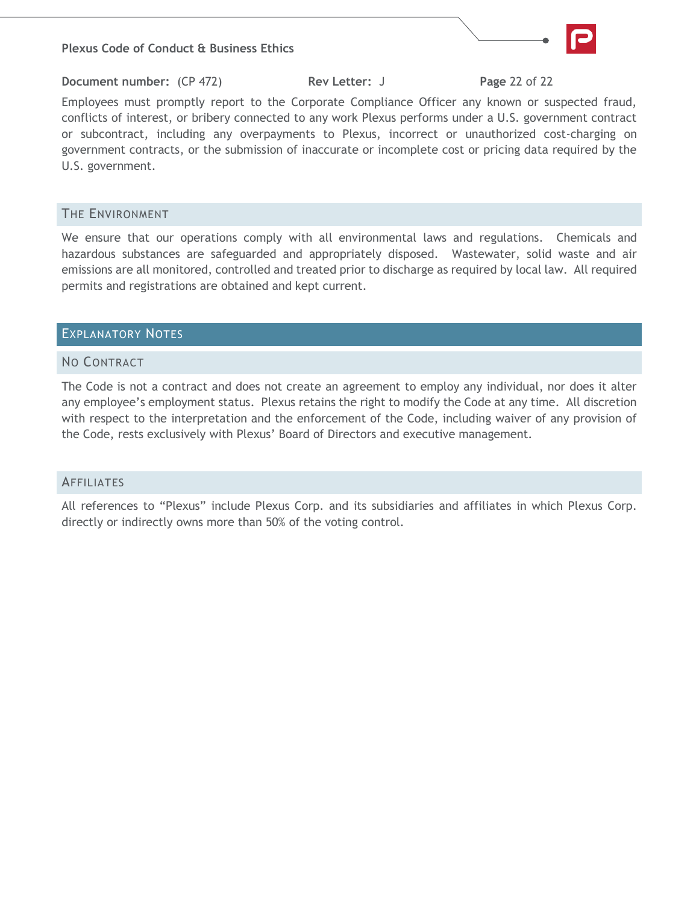Employees must promptly report to the Corporate Compliance Officer any known or suspected fraud, conflicts of interest, or bribery connected to any work Plexus performs under a U.S. government contract or subcontract, including any overpayments to Plexus, incorrect or unauthorized cost-charging on government contracts, or the submission of inaccurate or incomplete cost or pricing data required by the U.S. government.

### The Environment

We ensure that our operations comply with all environmental laws and regulations. Chemicals and hazardous substances are safeguarded and appropriately disposed. Wastewater, solid waste and air emissions are all monitored, controlled and treated prior to discharge as required by local law. All required permits and registrations are obtained and kept current.

## Explanatory Notes

### No Contract

The Code is not a contract and does not create an agreement to employ any individual, nor does it alter any employee's employment status. Plexus retains the right to modify the Code at any time. All discretion with respect to the interpretation and the enforcement of the Code, including waiver of any provision of the Code, rests exclusively with Plexus' Board of Directors and executive management.

### Affiliates

All references to "Plexus" include Plexus Corp. and its subsidiaries and affiliates in which Plexus Corp. directly or indirectly owns more than 50% of the voting control.